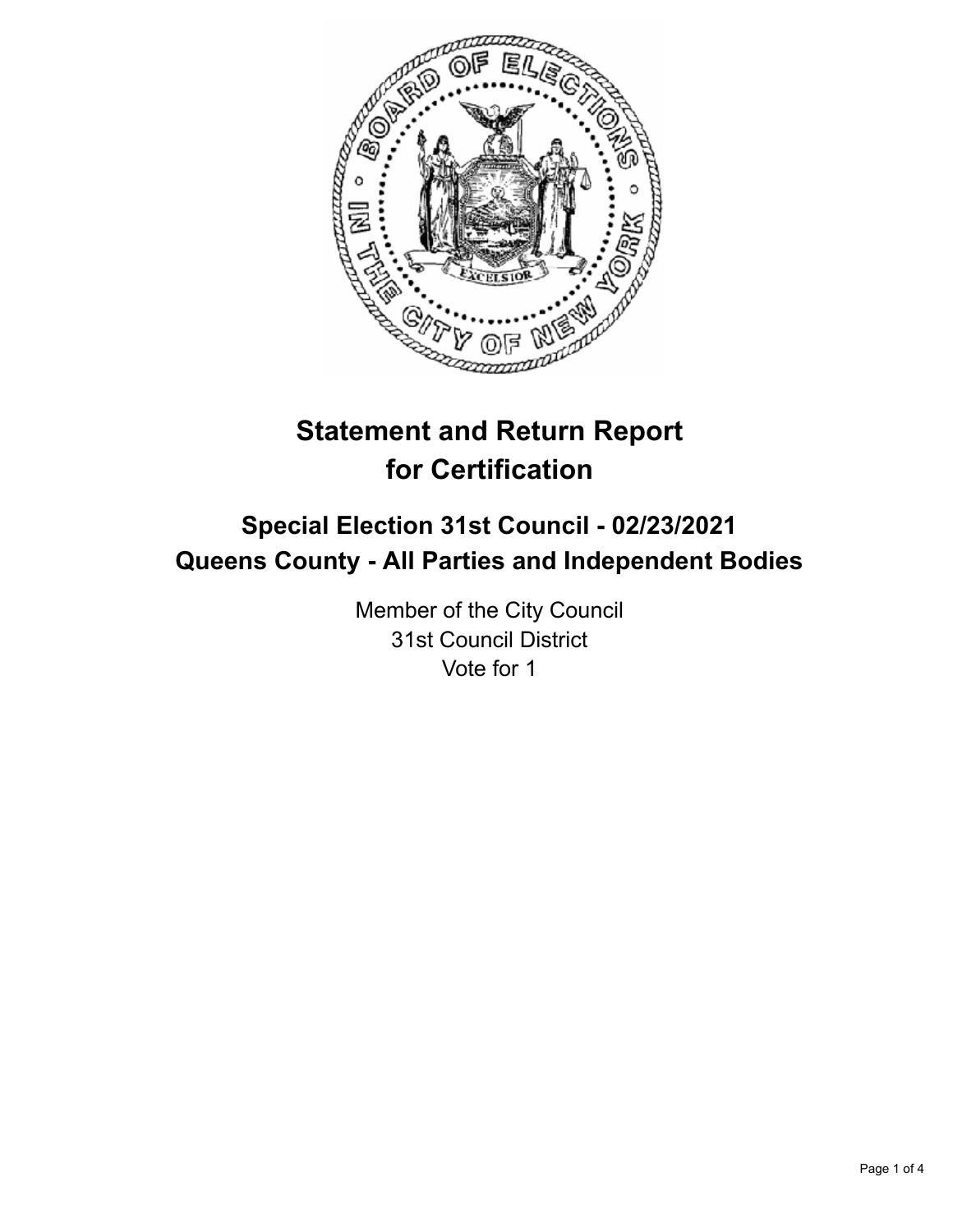# Statement and Return Report for Certification

## Special Election 31st Council - 02/23/2021
## Queens County - All Parties and Independent Bodies

Member of the City Council
31st Council District
Vote for 1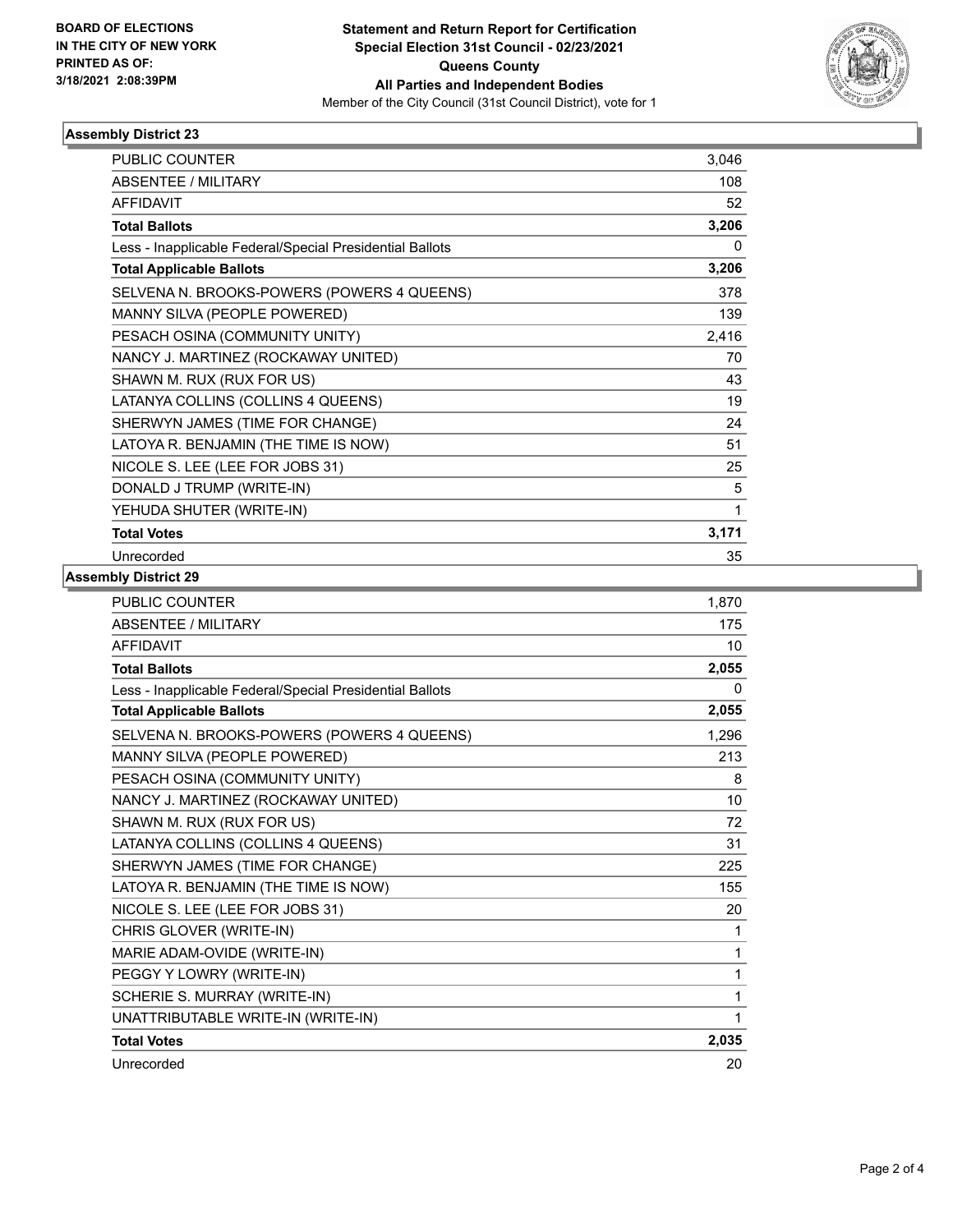**BOARD OF ELECTIONS IN THE CITY OF NEW YORK**
**PRINTED AS OF: 3/18/2021 2:08:39PM**

**Statement and Return Report for Certification**
**Special Election 31st Council - 02/23/2021**
**Queens County**
**All Parties and Independent Bodies**
Member of the City Council (31st Council District), vote for 1

## Assembly District 23

| | |
|---|---|
| PUBLIC COUNTER | 3,046 |
| ABSENTEE / MILITARY | 108 |
| AFFIDAVIT | 52 |
| **Total Ballots** | **3,206** |
| Less - Inapplicable Federal/Special Presidential Ballots | 0 |
| **Total Applicable Ballots** | **3,206** |
| SELVENA N. BROOKS-POWERS (POWERS 4 QUEENS) | 378 |
| MANNY SILVA (PEOPLE POWERED) | 139 |
| PESACH OSINA (COMMUNITY UNITY) | 2,416 |
| NANCY J. MARTINEZ (ROCKAWAY UNITED) | 70 |
| SHAWN M. RUX (RUX FOR US) | 43 |
| LATANYA COLLINS (COLLINS 4 QUEENS) | 19 |
| SHERWYN JAMES (TIME FOR CHANGE) | 24 |
| LATOYA R. BENJAMIN (THE TIME IS NOW) | 51 |
| NICOLE S. LEE (LEE FOR JOBS 31) | 25 |
| DONALD J TRUMP (WRITE-IN) | 5 |
| YEHUDA SHUTER (WRITE-IN) | 1 |
| **Total Votes** | **3,171** |
| Unrecorded | 35 |

## Assembly District 29

| | |
|---|---|
| PUBLIC COUNTER | 1,870 |
| ABSENTEE / MILITARY | 175 |
| AFFIDAVIT | 10 |
| **Total Ballots** | **2,055** |
| Less - Inapplicable Federal/Special Presidential Ballots | 0 |
| **Total Applicable Ballots** | **2,055** |
| SELVENA N. BROOKS-POWERS (POWERS 4 QUEENS) | 1,296 |
| MANNY SILVA (PEOPLE POWERED) | 213 |
| PESACH OSINA (COMMUNITY UNITY) | 8 |
| NANCY J. MARTINEZ (ROCKAWAY UNITED) | 10 |
| SHAWN M. RUX (RUX FOR US) | 72 |
| LATANYA COLLINS (COLLINS 4 QUEENS) | 31 |
| SHERWYN JAMES (TIME FOR CHANGE) | 225 |
| LATOYA R. BENJAMIN (THE TIME IS NOW) | 155 |
| NICOLE S. LEE (LEE FOR JOBS 31) | 20 |
| CHRIS GLOVER (WRITE-IN) | 1 |
| MARIE ADAM-OVIDE (WRITE-IN) | 1 |
| PEGGY Y LOWRY (WRITE-IN) | 1 |
| SCHERIE S. MURRAY (WRITE-IN) | 1 |
| UNATTRIBUTABLE WRITE-IN (WRITE-IN) | 1 |
| **Total Votes** | **2,035** |
| Unrecorded | 20 |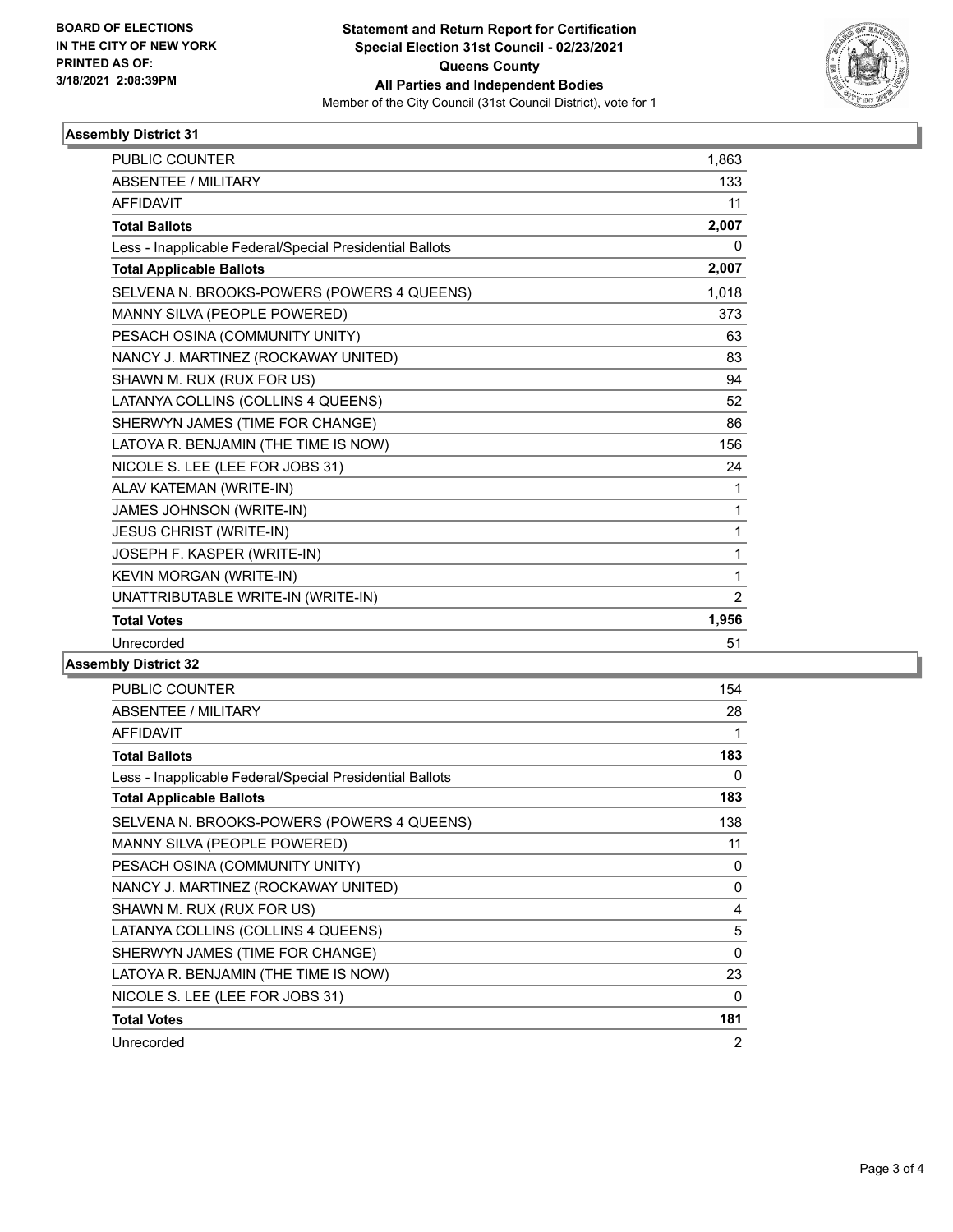**BOARD OF ELECTIONS IN THE CITY OF NEW YORK PRINTED AS OF: 3/18/2021 2:08:39PM**

**Statement and Return Report for Certification Special Election 31st Council - 02/23/2021 Queens County All Parties and Independent Bodies**

Member of the City Council (31st Council District), vote for 1

### Assembly District 31

| | |
|---|---|
| PUBLIC COUNTER | 1,863 |
| ABSENTEE / MILITARY | 133 |
| AFFIDAVIT | 11 |
| **Total Ballots** | **2,007** |
| Less - Inapplicable Federal/Special Presidential Ballots | 0 |
| **Total Applicable Ballots** | **2,007** |
| SELVENA N. BROOKS-POWERS (POWERS 4 QUEENS) | 1,018 |
| MANNY SILVA (PEOPLE POWERED) | 373 |
| PESACH OSINA (COMMUNITY UNITY) | 63 |
| NANCY J. MARTINEZ (ROCKAWAY UNITED) | 83 |
| SHAWN M. RUX (RUX FOR US) | 94 |
| LATANYA COLLINS (COLLINS 4 QUEENS) | 52 |
| SHERWYN JAMES (TIME FOR CHANGE) | 86 |
| LATOYA R. BENJAMIN (THE TIME IS NOW) | 156 |
| NICOLE S. LEE (LEE FOR JOBS 31) | 24 |
| ALAV KATEMAN (WRITE-IN) | 1 |
| JAMES JOHNSON (WRITE-IN) | 1 |
| JESUS CHRIST (WRITE-IN) | 1 |
| JOSEPH F. KASPER (WRITE-IN) | 1 |
| KEVIN MORGAN (WRITE-IN) | 1 |
| UNATTRIBUTABLE WRITE-IN (WRITE-IN) | 2 |
| **Total Votes** | **1,956** |
| Unrecorded | 51 |

### Assembly District 32

| | |
|---|---|
| PUBLIC COUNTER | 154 |
| ABSENTEE / MILITARY | 28 |
| AFFIDAVIT | 1 |
| **Total Ballots** | **183** |
| Less - Inapplicable Federal/Special Presidential Ballots | 0 |
| **Total Applicable Ballots** | **183** |
| SELVENA N. BROOKS-POWERS (POWERS 4 QUEENS) | 138 |
| MANNY SILVA (PEOPLE POWERED) | 11 |
| PESACH OSINA (COMMUNITY UNITY) | 0 |
| NANCY J. MARTINEZ (ROCKAWAY UNITED) | 0 |
| SHAWN M. RUX (RUX FOR US) | 4 |
| LATANYA COLLINS (COLLINS 4 QUEENS) | 5 |
| SHERWYN JAMES (TIME FOR CHANGE) | 0 |
| LATOYA R. BENJAMIN (THE TIME IS NOW) | 23 |
| NICOLE S. LEE (LEE FOR JOBS 31) | 0 |
| **Total Votes** | **181** |
| Unrecorded | 2 |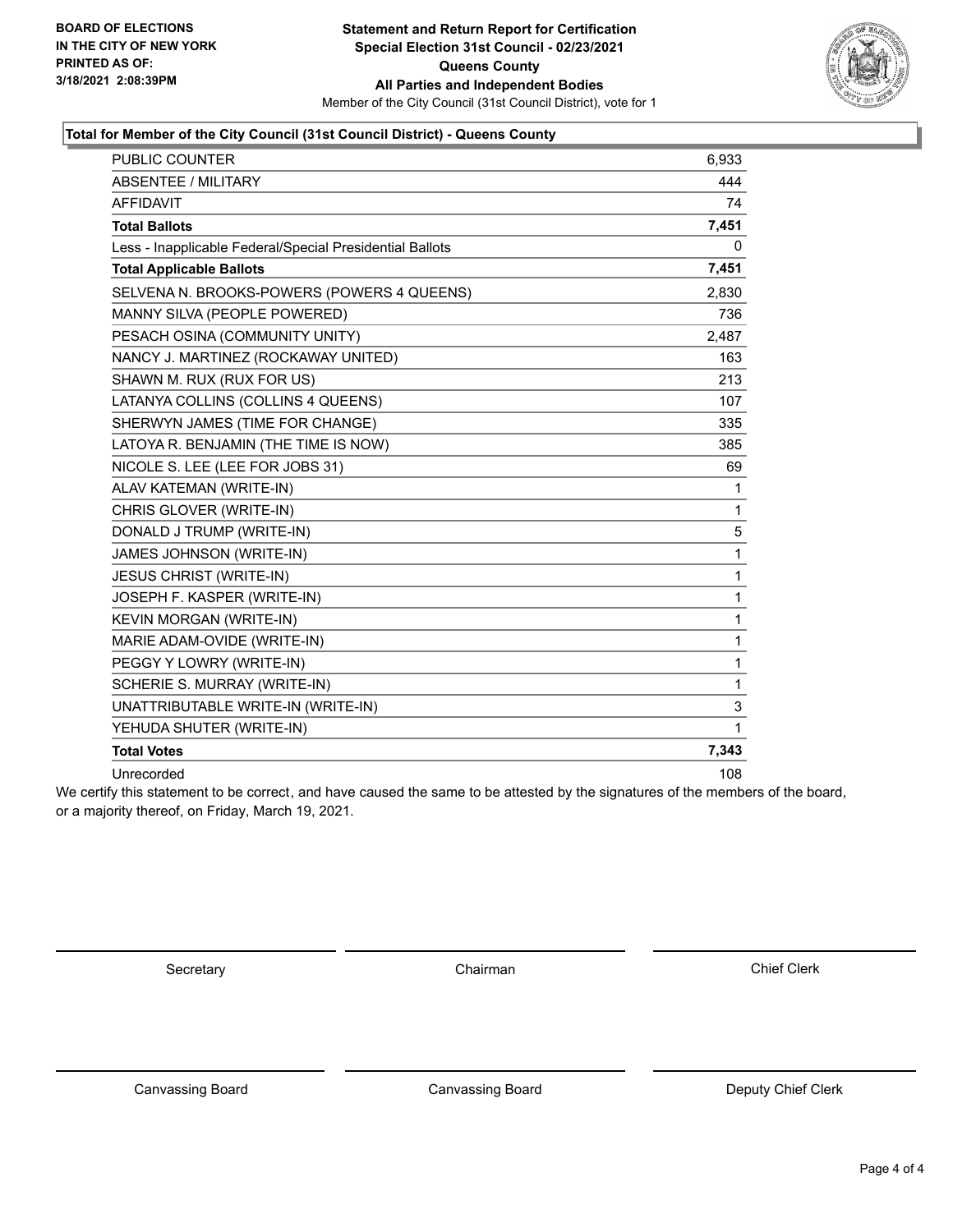**BOARD OF ELECTIONS IN THE CITY OF NEW YORK PRINTED AS OF: 3/18/2021 2:08:39PM**

**Statement and Return Report for Certification**
**Special Election 31st Council - 02/23/2021**
**Queens County**
**All Parties and Independent Bodies**
Member of the City Council (31st Council District), vote for 1

### Total for Member of the City Council (31st Council District) - Queens County

| | |
|---|---|
| PUBLIC COUNTER | 6,933 |
| ABSENTEE / MILITARY | 444 |
| AFFIDAVIT | 74 |
| **Total Ballots** | **7,451** |
| Less - Inapplicable Federal/Special Presidential Ballots | 0 |
| **Total Applicable Ballots** | **7,451** |
| SELVENA N. BROOKS-POWERS (POWERS 4 QUEENS) | 2,830 |
| MANNY SILVA (PEOPLE POWERED) | 736 |
| PESACH OSINA (COMMUNITY UNITY) | 2,487 |
| NANCY J. MARTINEZ (ROCKAWAY UNITED) | 163 |
| SHAWN M. RUX (RUX FOR US) | 213 |
| LATANYA COLLINS (COLLINS 4 QUEENS) | 107 |
| SHERWYN JAMES (TIME FOR CHANGE) | 335 |
| LATOYA R. BENJAMIN (THE TIME IS NOW) | 385 |
| NICOLE S. LEE (LEE FOR JOBS 31) | 69 |
| ALAV KATEMAN (WRITE-IN) | 1 |
| CHRIS GLOVER (WRITE-IN) | 1 |
| DONALD J TRUMP (WRITE-IN) | 5 |
| JAMES JOHNSON (WRITE-IN) | 1 |
| JESUS CHRIST (WRITE-IN) | 1 |
| JOSEPH F. KASPER (WRITE-IN) | 1 |
| KEVIN MORGAN (WRITE-IN) | 1 |
| MARIE ADAM-OVIDE (WRITE-IN) | 1 |
| PEGGY Y LOWRY (WRITE-IN) | 1 |
| SCHERIE S. MURRAY (WRITE-IN) | 1 |
| UNATTRIBUTABLE WRITE-IN (WRITE-IN) | 3 |
| YEHUDA SHUTER (WRITE-IN) | 1 |
| **Total Votes** | **7,343** |
| Unrecorded | 108 |

We certify this statement to be correct, and have caused the same to be attested by the signatures of the members of the board, or a majority thereof, on Friday, March 19, 2021.

Secretary

Chairman

Chief Clerk

Canvassing Board

Canvassing Board

Deputy Chief Clerk